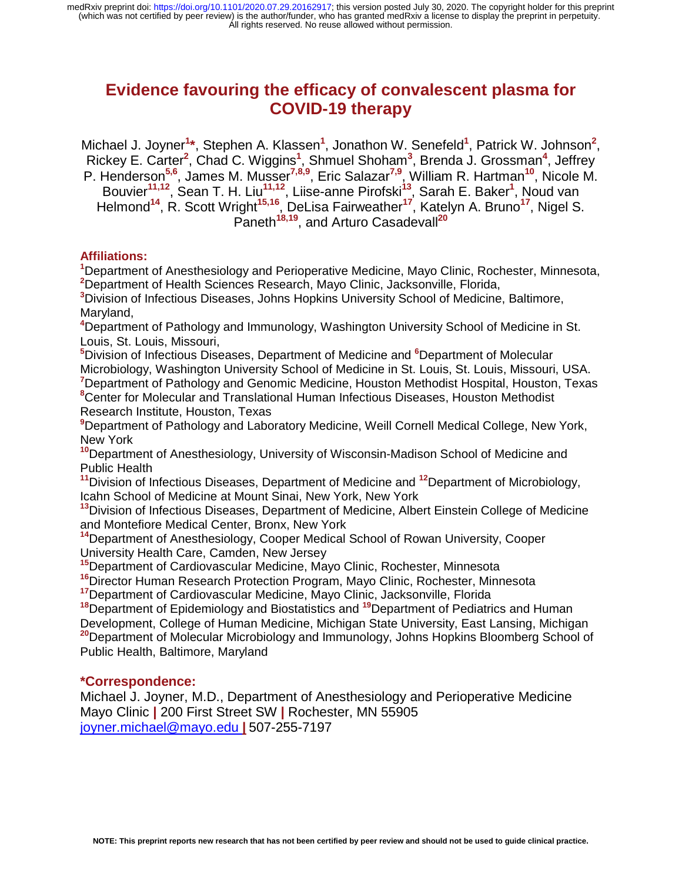# Evidence favouring the efficacy of convalescent plasma for COVID-19 therapy

Michael J. Joyner[1*], Stephen A. Klassen[1], Jonathon W. Senefeld[1], Patrick W. Johnson[2], Rickey E. Carter[2], Chad C. Wiggins[1], Shmuel Shoham[3], Brenda J. Grossman[4], Jeffrey P. Henderson[5,6], James M. Musser[7,8,9], Eric Salazar[7,9], William R. Hartman[10], Nicole M. Bouvier[11,12], Sean T. H. Liu[11,12], Liise-anne Pirofski[13], Sarah E. Baker[1], Noud van Helmond[14], R. Scott Wright[15,16], DeLisa Fairweather[17], Katelyn A. Bruno[17], Nigel S. Paneth[18,19], and Arturo Casadevall[20]

## Affiliations:

[1]Department of Anesthesiology and Perioperative Medicine, Mayo Clinic, Rochester, Minnesota,
[2]Department of Health Sciences Research, Mayo Clinic, Jacksonville, Florida,
[3]Division of Infectious Diseases, Johns Hopkins University School of Medicine, Baltimore, Maryland,
[4]Department of Pathology and Immunology, Washington University School of Medicine in St. Louis, St. Louis, Missouri,
[5]Division of Infectious Diseases, Department of Medicine and [6]Department of Molecular Microbiology, Washington University School of Medicine in St. Louis, St. Louis, Missouri, USA.
[7]Department of Pathology and Genomic Medicine, Houston Methodist Hospital, Houston, Texas
[8]Center for Molecular and Translational Human Infectious Diseases, Houston Methodist Research Institute, Houston, Texas
[9]Department of Pathology and Laboratory Medicine, Weill Cornell Medical College, New York, New York
[10]Department of Anesthesiology, University of Wisconsin-Madison School of Medicine and Public Health
[11]Division of Infectious Diseases, Department of Medicine and [12]Department of Microbiology, Icahn School of Medicine at Mount Sinai, New York, New York
[13]Division of Infectious Diseases, Department of Medicine, Albert Einstein College of Medicine and Montefiore Medical Center, Bronx, New York
[14]Department of Anesthesiology, Cooper Medical School of Rowan University, Cooper University Health Care, Camden, New Jersey
[15]Department of Cardiovascular Medicine, Mayo Clinic, Rochester, Minnesota
[16]Director Human Research Protection Program, Mayo Clinic, Rochester, Minnesota
[17]Department of Cardiovascular Medicine, Mayo Clinic, Jacksonville, Florida
[18]Department of Epidemiology and Biostatistics and [19]Department of Pediatrics and Human Development, College of Human Medicine, Michigan State University, East Lansing, Michigan
[20]Department of Molecular Microbiology and Immunology, Johns Hopkins Bloomberg School of Public Health, Baltimore, Maryland

## *Correspondence:

Michael J. Joyner, M.D., Department of Anesthesiology and Perioperative Medicine
Mayo Clinic | 200 First Street SW | Rochester, MN 55905
joyner.michael@mayo.edu | 507-255-7197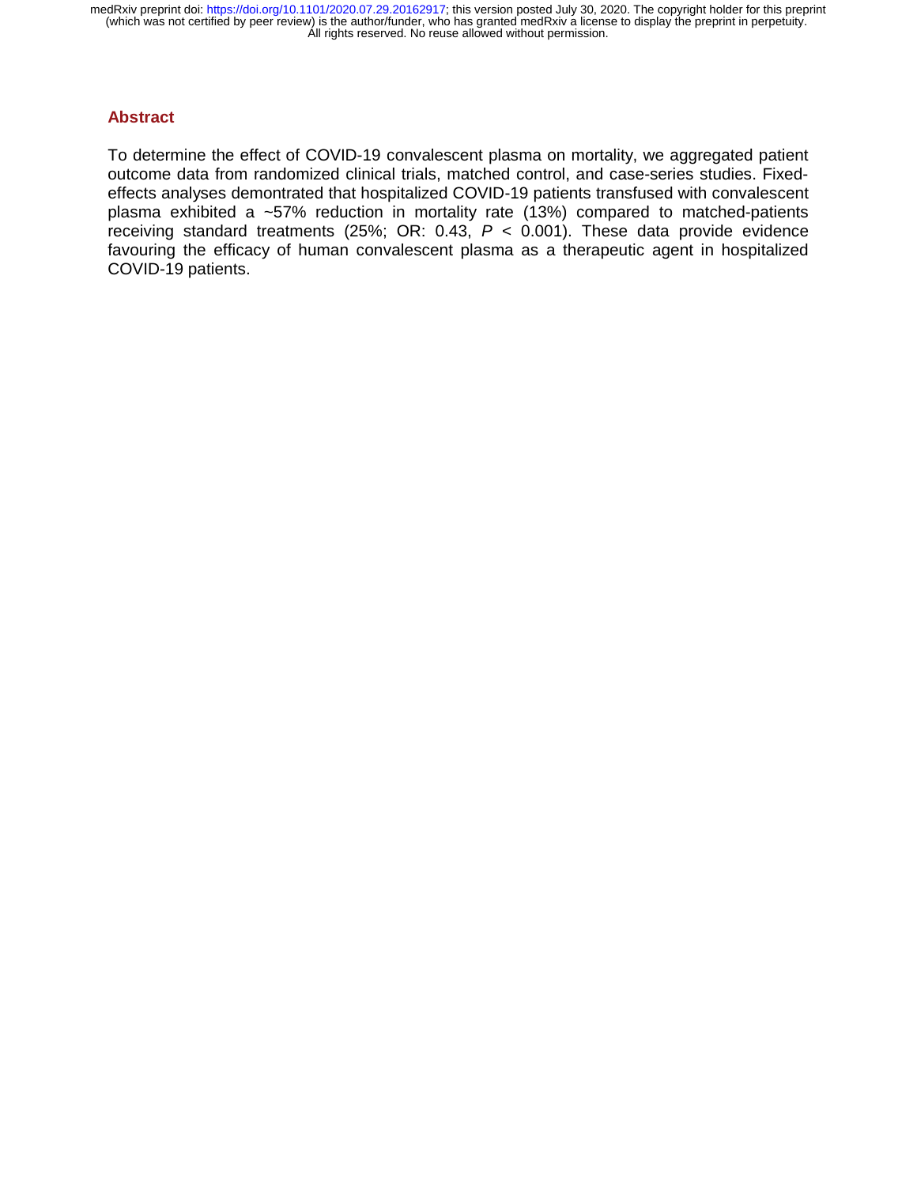## Abstract

To determine the effect of COVID-19 convalescent plasma on mortality, we aggregated patient outcome data from randomized clinical trials, matched control, and case-series studies. Fixed-effects analyses demontrated that hospitalized COVID-19 patients transfused with convalescent plasma exhibited a ~57% reduction in mortality rate (13%) compared to matched-patients receiving standard treatments (25%; OR: 0.43, $P$ < 0.001). These data provide evidence favouring the efficacy of human convalescent plasma as a therapeutic agent in hospitalized COVID-19 patients.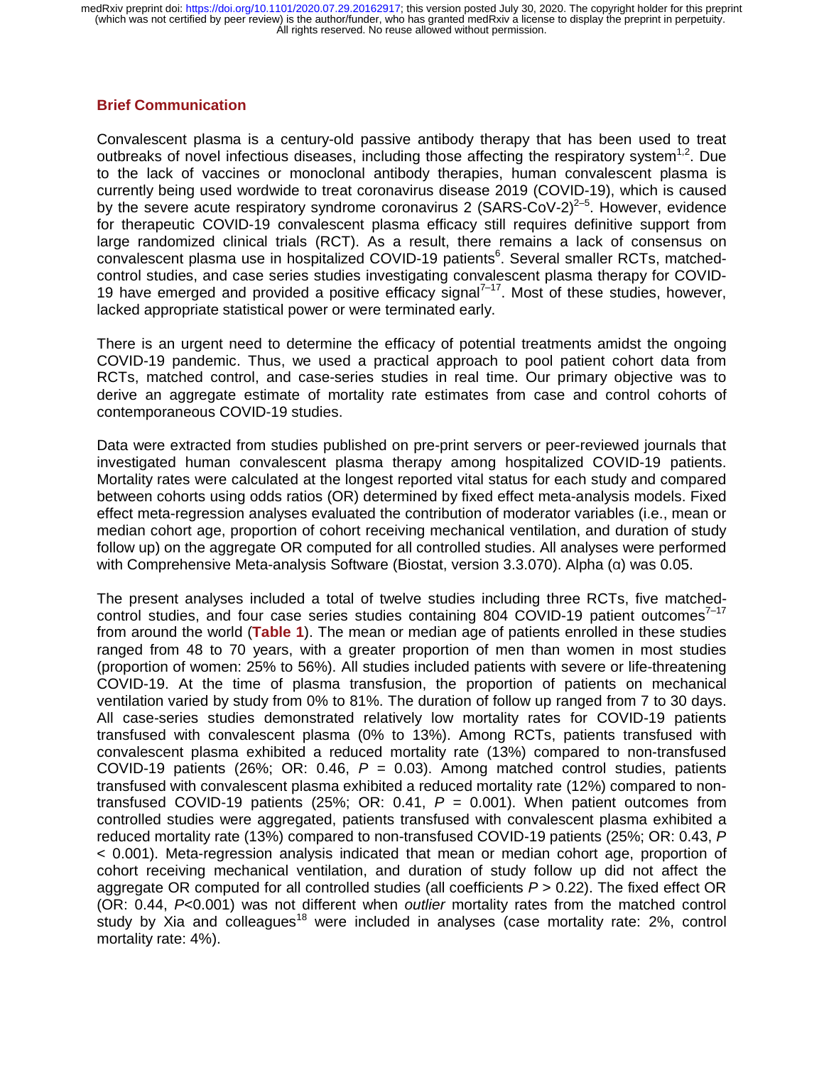## Brief Communication

Convalescent plasma is a century-old passive antibody therapy that has been used to treat outbreaks of novel infectious diseases, including those affecting the respiratory system[1,2]. Due to the lack of vaccines or monoclonal antibody therapies, human convalescent plasma is currently being used wordwide to treat coronavirus disease 2019 (COVID-19), which is caused by the severe acute respiratory syndrome coronavirus 2 (SARS-CoV-2)[2–5]. However, evidence for therapeutic COVID-19 convalescent plasma efficacy still requires definitive support from large randomized clinical trials (RCT). As a result, there remains a lack of consensus on convalescent plasma use in hospitalized COVID-19 patients[6]. Several smaller RCTs, matched-control studies, and case series studies investigating convalescent plasma therapy for COVID-19 have emerged and provided a positive efficacy signal[7–17]. Most of these studies, however, lacked appropriate statistical power or were terminated early.

There is an urgent need to determine the efficacy of potential treatments amidst the ongoing COVID-19 pandemic. Thus, we used a practical approach to pool patient cohort data from RCTs, matched control, and case-series studies in real time. Our primary objective was to derive an aggregate estimate of mortality rate estimates from case and control cohorts of contemporaneous COVID-19 studies.

Data were extracted from studies published on pre-print servers or peer-reviewed journals that investigated human convalescent plasma therapy among hospitalized COVID-19 patients. Mortality rates were calculated at the longest reported vital status for each study and compared between cohorts using odds ratios (OR) determined by fixed effect meta-analysis models. Fixed effect meta-regression analyses evaluated the contribution of moderator variables (i.e., mean or median cohort age, proportion of cohort receiving mechanical ventilation, and duration of study follow up) on the aggregate OR computed for all controlled studies. All analyses were performed with Comprehensive Meta-analysis Software (Biostat, version 3.3.070). Alpha ($\alpha$) was 0.05.

The present analyses included a total of twelve studies including three RCTs, five matched-control studies, and four case series studies containing 804 COVID-19 patient outcomes[7–17] from around the world (**Table 1**). The mean or median age of patients enrolled in these studies ranged from 48 to 70 years, with a greater proportion of men than women in most studies (proportion of women: 25% to 56%). All studies included patients with severe or life-threatening COVID-19. At the time of plasma transfusion, the proportion of patients on mechanical ventilation varied by study from 0% to 81%. The duration of follow up ranged from 7 to 30 days. All case-series studies demonstrated relatively low mortality rates for COVID-19 patients transfused with convalescent plasma (0% to 13%). Among RCTs, patients transfused with convalescent plasma exhibited a reduced mortality rate (13%) compared to non-transfused COVID-19 patients (26%; OR: 0.46, $P$ = 0.03). Among matched control studies, patients transfused with convalescent plasma exhibited a reduced mortality rate (12%) compared to non-transfused COVID-19 patients (25%; OR: 0.41, $P$ = 0.001). When patient outcomes from controlled studies were aggregated, patients transfused with convalescent plasma exhibited a reduced mortality rate (13%) compared to non-transfused COVID-19 patients (25%; OR: 0.43, $P$ < 0.001). Meta-regression analysis indicated that mean or median cohort age, proportion of cohort receiving mechanical ventilation, and duration of study follow up did not affect the aggregate OR computed for all controlled studies (all coefficients $P$ > 0.22). The fixed effect OR (OR: 0.44, $P$<0.001) was not different when *outlier* mortality rates from the matched control study by Xia and colleagues[18] were included in analyses (case mortality rate: 2%, control mortality rate: 4%).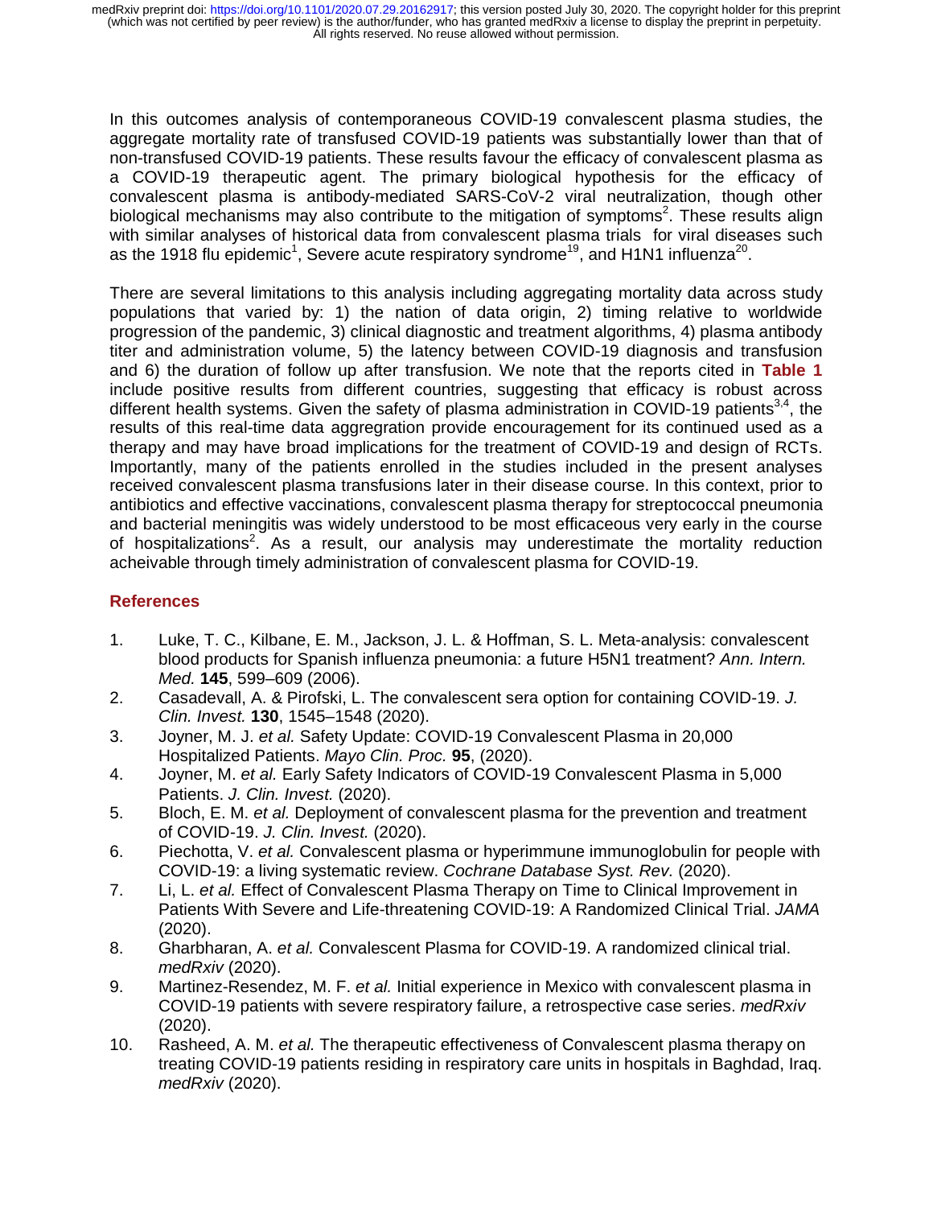In this outcomes analysis of contemporaneous COVID-19 convalescent plasma studies, the aggregate mortality rate of transfused COVID-19 patients was substantially lower than that of non-transfused COVID-19 patients. These results favour the efficacy of convalescent plasma as a COVID-19 therapeutic agent. The primary biological hypothesis for the efficacy of convalescent plasma is antibody-mediated SARS-CoV-2 viral neutralization, though other biological mechanisms may also contribute to the mitigation of symptoms[2]. These results align with similar analyses of historical data from convalescent plasma trials for viral diseases such as the 1918 flu epidemic[1], Severe acute respiratory syndrome[19], and H1N1 influenza[20].

There are several limitations to this analysis including aggregating mortality data across study populations that varied by: 1) the nation of data origin, 2) timing relative to worldwide progression of the pandemic, 3) clinical diagnostic and treatment algorithms, 4) plasma antibody titer and administration volume, 5) the latency between COVID-19 diagnosis and transfusion and 6) the duration of follow up after transfusion. We note that the reports cited in **Table 1** include positive results from different countries, suggesting that efficacy is robust across different health systems. Given the safety of plasma administration in COVID-19 patients[3,4], the results of this real-time data aggregration provide encouragement for its continued used as a therapy and may have broad implications for the treatment of COVID-19 and design of RCTs. Importantly, many of the patients enrolled in the studies included in the present analyses received convalescent plasma transfusions later in their disease course. In this context, prior to antibiotics and effective vaccinations, convalescent plasma therapy for streptococcal pneumonia and bacterial meningitis was widely understood to be most efficaceous very early in the course of hospitalizations[2]. As a result, our analysis may underestimate the mortality reduction acheivable through timely administration of convalescent plasma for COVID-19.

## References

1. Luke, T. C., Kilbane, E. M., Jackson, J. L. & Hoffman, S. L. Meta-analysis: convalescent blood products for Spanish influenza pneumonia: a future H5N1 treatment? *Ann. Intern. Med.* **145**, 599–609 (2006).
2. Casadevall, A. & Pirofski, L. The convalescent sera option for containing COVID-19. *J. Clin. Invest.* **130**, 1545–1548 (2020).
3. Joyner, M. J. *et al.* Safety Update: COVID-19 Convalescent Plasma in 20,000 Hospitalized Patients. *Mayo Clin. Proc.* **95**, (2020).
4. Joyner, M. *et al.* Early Safety Indicators of COVID-19 Convalescent Plasma in 5,000 Patients. *J. Clin. Invest.* (2020).
5. Bloch, E. M. *et al.* Deployment of convalescent plasma for the prevention and treatment of COVID-19. *J. Clin. Invest.* (2020).
6. Piechotta, V. *et al.* Convalescent plasma or hyperimmune immunoglobulin for people with COVID-19: a living systematic review. *Cochrane Database Syst. Rev.* (2020).
7. Li, L. *et al.* Effect of Convalescent Plasma Therapy on Time to Clinical Improvement in Patients With Severe and Life-threatening COVID-19: A Randomized Clinical Trial. *JAMA* (2020).
8. Gharbharan, A. *et al.* Convalescent Plasma for COVID-19. A randomized clinical trial. *medRxiv* (2020).
9. Martinez-Resendez, M. F. *et al.* Initial experience in Mexico with convalescent plasma in COVID-19 patients with severe respiratory failure, a retrospective case series. *medRxiv* (2020).
10. Rasheed, A. M. *et al.* The therapeutic effectiveness of Convalescent plasma therapy on treating COVID-19 patients residing in respiratory care units in hospitals in Baghdad, Iraq. *medRxiv* (2020).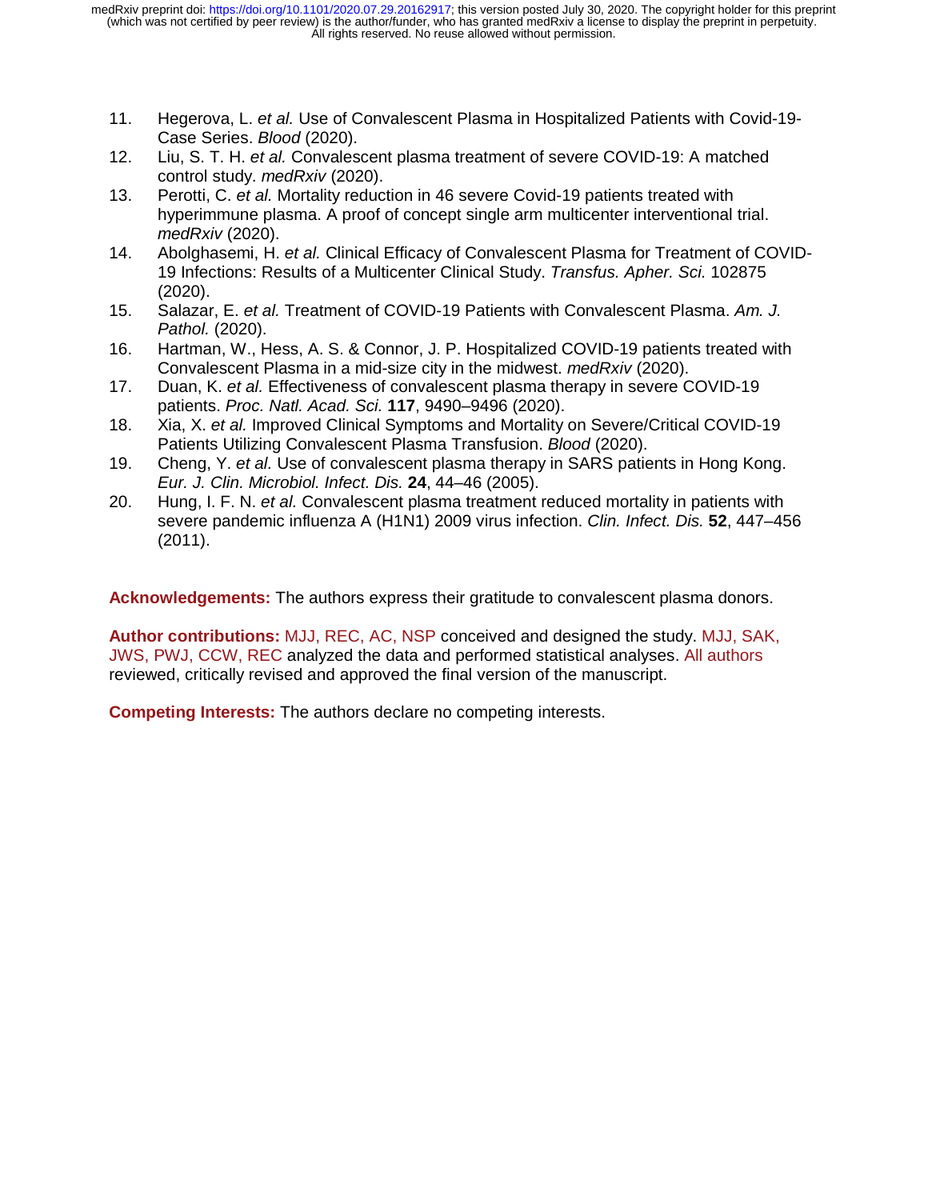11. Hegerova, L. *et al.* Use of Convalescent Plasma in Hospitalized Patients with Covid-19-Case Series. *Blood* (2020).
12. Liu, S. T. H. *et al.* Convalescent plasma treatment of severe COVID-19: A matched control study. *medRxiv* (2020).
13. Perotti, C. *et al.* Mortality reduction in 46 severe Covid-19 patients treated with hyperimmune plasma. A proof of concept single arm multicenter interventional trial. *medRxiv* (2020).
14. Abolghasemi, H. *et al.* Clinical Efficacy of Convalescent Plasma for Treatment of COVID-19 Infections: Results of a Multicenter Clinical Study. *Transfus. Apher. Sci.* 102875 (2020).
15. Salazar, E. *et al.* Treatment of COVID-19 Patients with Convalescent Plasma. *Am. J. Pathol.* (2020).
16. Hartman, W., Hess, A. S. & Connor, J. P. Hospitalized COVID-19 patients treated with Convalescent Plasma in a mid-size city in the midwest. *medRxiv* (2020).
17. Duan, K. *et al.* Effectiveness of convalescent plasma therapy in severe COVID-19 patients. *Proc. Natl. Acad. Sci.* **117**, 9490–9496 (2020).
18. Xia, X. *et al.* Improved Clinical Symptoms and Mortality on Severe/Critical COVID-19 Patients Utilizing Convalescent Plasma Transfusion. *Blood* (2020).
19. Cheng, Y. *et al.* Use of convalescent plasma therapy in SARS patients in Hong Kong. *Eur. J. Clin. Microbiol. Infect. Dis.* **24**, 44–46 (2005).
20. Hung, I. F. N. *et al.* Convalescent plasma treatment reduced mortality in patients with severe pandemic influenza A (H1N1) 2009 virus infection. *Clin. Infect. Dis.* **52**, 447–456 (2011).

**Acknowledgements:** The authors express their gratitude to convalescent plasma donors.

**Author contributions:** MJJ, REC, AC, NSP conceived and designed the study. MJJ, SAK, JWS, PWJ, CCW, REC analyzed the data and performed statistical analyses. All authors reviewed, critically revised and approved the final version of the manuscript.

**Competing Interests:** The authors declare no competing interests.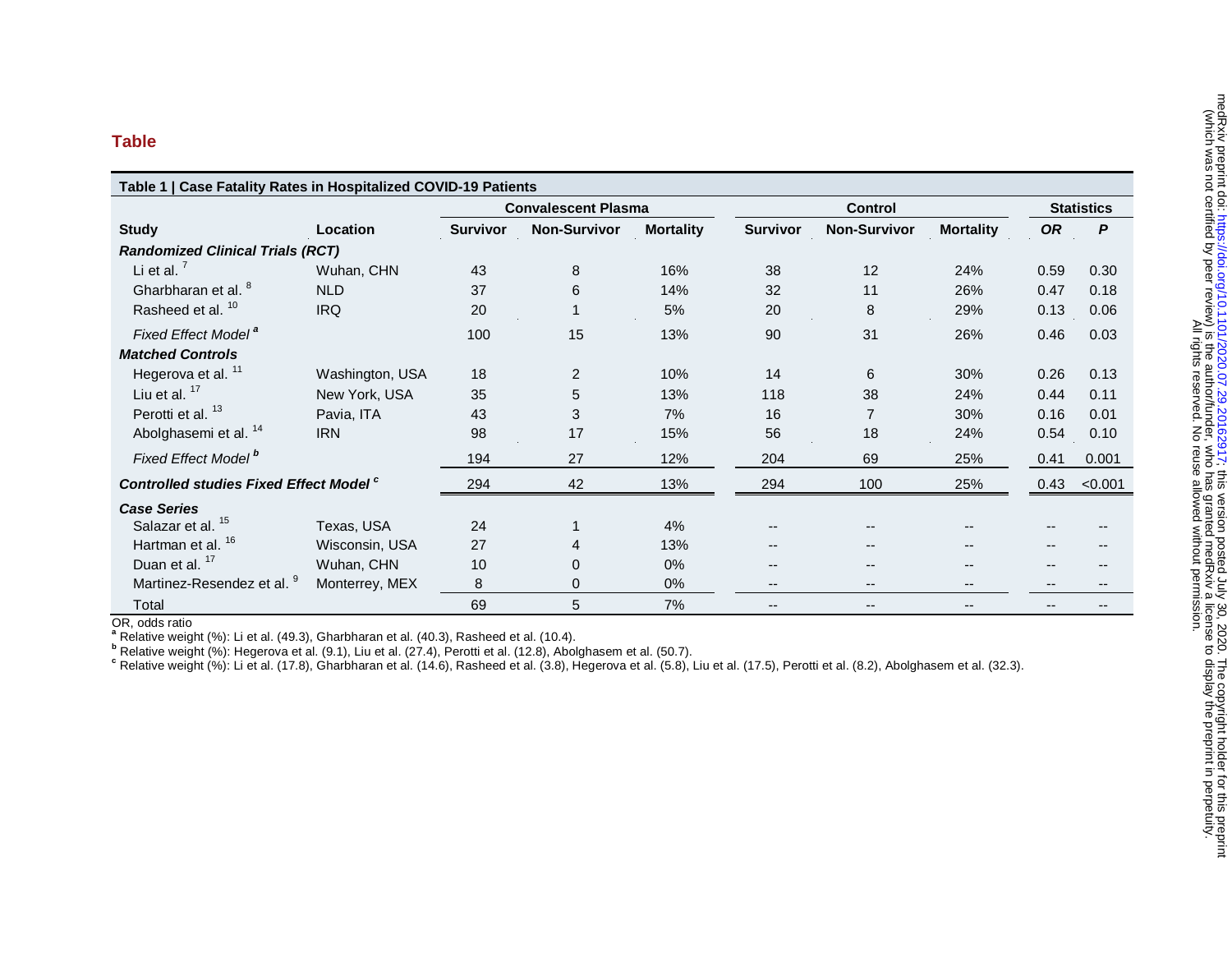## Table

| Table 1 \| Case Fatality Rates in Hospitalized COVID-19 Patients | | | | | | | | | |
|---|---|---|---|---|---|---|---|---|---|
| | | Convalescent Plasma | | | Control | | | Statistics | |
| **Study** | **Location** | **Survivor** | **Non-Survivor** | **Mortality** | **Survivor** | **Non-Survivor** | **Mortality** | ***OR*** | ***P*** |
| ***Randomized Clinical Trials (RCT)*** | | | | | | | | | |
| Li et al. [7] | Wuhan, CHN | 43 | 8 | 16% | 38 | 12 | 24% | 0.59 | 0.30 |
| Gharbharan et al. [8] | NLD | 37 | 6 | 14% | 32 | 11 | 26% | 0.47 | 0.18 |
| Rasheed et al. [10] | IRQ | 20 | 1 | 5% | 20 | 8 | 29% | 0.13 | 0.06 |
| *Fixed Effect Model* [a] | | 100 | 15 | 13% | 90 | 31 | 26% | 0.46 | 0.03 |
| ***Matched Controls*** | | | | | | | | | |
| Hegerova et al. [11] | Washington, USA | 18 | 2 | 10% | 14 | 6 | 30% | 0.26 | 0.13 |
| Liu et al. [17] | New York, USA | 35 | 5 | 13% | 118 | 38 | 24% | 0.44 | 0.11 |
| Perotti et al. [13] | Pavia, ITA | 43 | 3 | 7% | 16 | 7 | 30% | 0.16 | 0.01 |
| Abolghasemi et al. [14] | IRN | 98 | 17 | 15% | 56 | 18 | 24% | 0.54 | 0.10 |
| *Fixed Effect Model* [b] | | 194 | 27 | 12% | 204 | 69 | 25% | 0.41 | 0.001 |
| ***Controlled studies Fixed Effect Model*** [c] | | 294 | 42 | 13% | 294 | 100 | 25% | 0.43 | <0.001 |
| ***Case Series*** | | | | | | | | | |
| Salazar et al. [15] | Texas, USA | 24 | 1 | 4% | -- | -- | -- | -- | -- |
| Hartman et al. [16] | Wisconsin, USA | 27 | 4 | 13% | -- | -- | -- | -- | -- |
| Duan et al. [17] | Wuhan, CHN | 10 | 0 | 0% | -- | -- | -- | -- | -- |
| Martinez-Resendez et al. [9] | Monterrey, MEX | 8 | 0 | 0% | -- | -- | -- | -- | -- |
| Total | | 69 | 5 | 7% | -- | -- | -- | -- | -- |

OR, odds ratio

[a] Relative weight (%): Li et al. (49.3), Gharbharan et al. (40.3), Rasheed et al. (10.4).

[b] Relative weight (%): Hegerova et al. (9.1), Liu et al. (27.4), Perotti et al. (12.8), Abolghasem et al. (50.7).

[c] Relative weight (%): Li et al. (17.8), Gharbharan et al. (14.6), Rasheed et al. (3.8), Hegerova et al. (5.8), Liu et al. (17.5), Perotti et al. (8.2), Abolghasem et al. (32.3).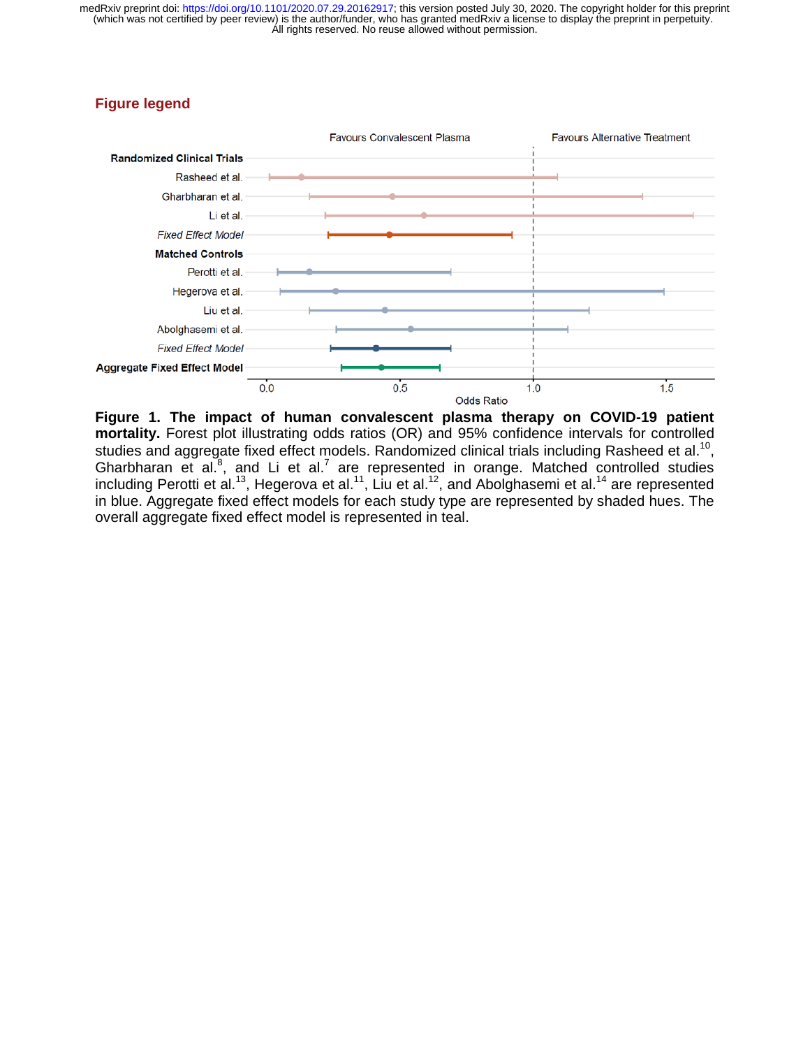## Figure legend

Favours Convalescent Plasma

Favours Alternative Treatment

**Randomized Clinical Trials**

Rasheed et al.

Gharbharan et al.

Li et al.

*Fixed Effect Model*

**Matched Controls**

Perotti et al.

Hegerova et al.

Liu et al.

Abolghasemi et al.

*Fixed Effect Model*

**Aggregate Fixed Effect Model**

0.0

0.5

1.0

1.5

Odds Ratio

**Figure 1. The impact of human convalescent plasma therapy on COVID-19 patient mortality.** Forest plot illustrating odds ratios (OR) and 95% confidence intervals for controlled studies and aggregate fixed effect models. Randomized clinical trials including Rasheed et al.[10], Gharbharan et al.[8], and Li et al.[7] are represented in orange. Matched controlled studies including Perotti et al.[13], Hegerova et al.[11], Liu et al.[12], and Abolghasemi et al.[14] are represented in blue. Aggregate fixed effect models for each study type are represented by shaded hues. The overall aggregate fixed effect model is represented in teal.